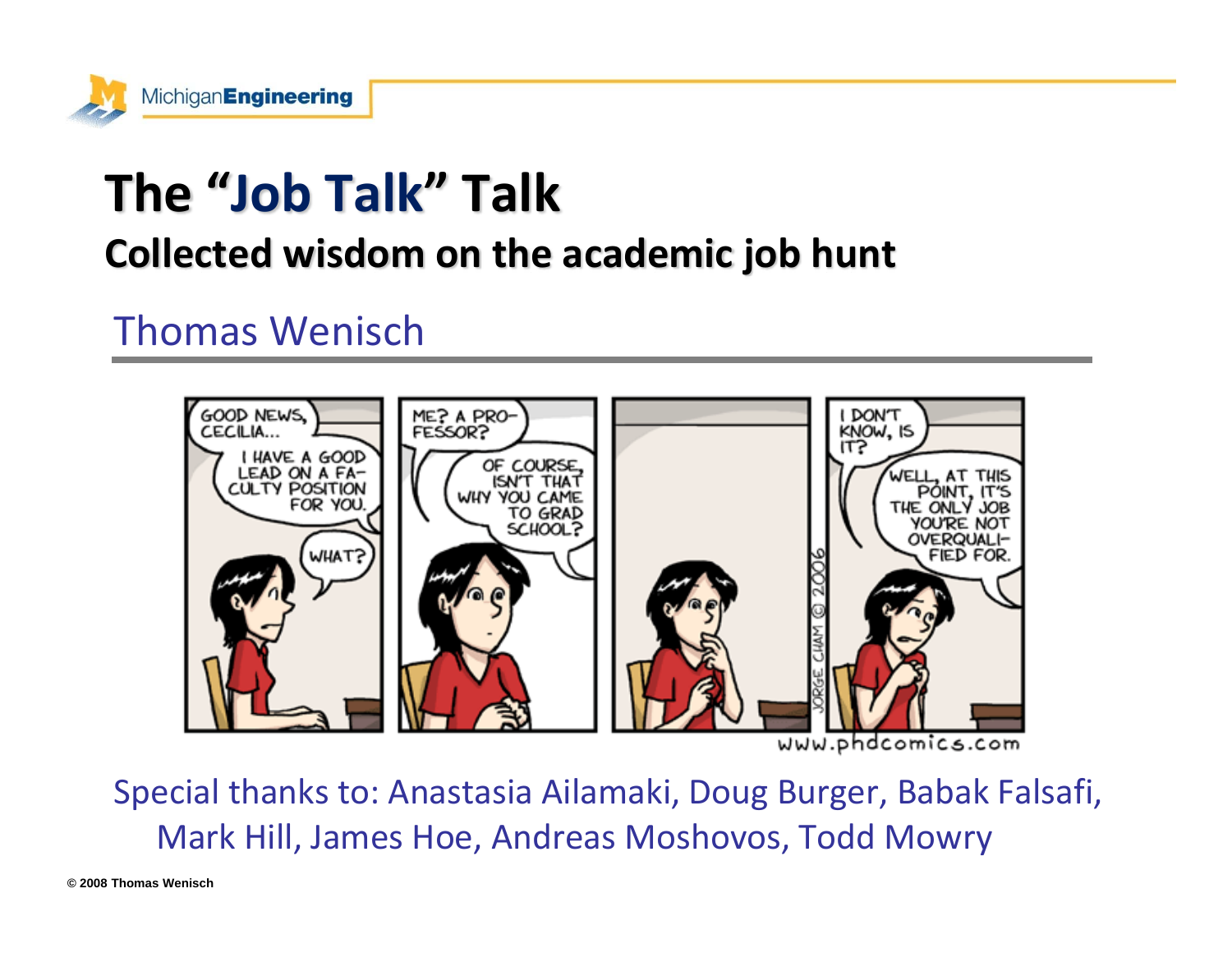# The "Job Talk" Talk

## Collected wisdom on the academic job hunt

Thomas Wenisch

Special thanks to: Anastasia Ailamaki, Doug Burger, Babak Falsafi, Mark Hill, James Hoe, Andreas Moshovos, Todd Mowry

© 2008 Thomas Wenisch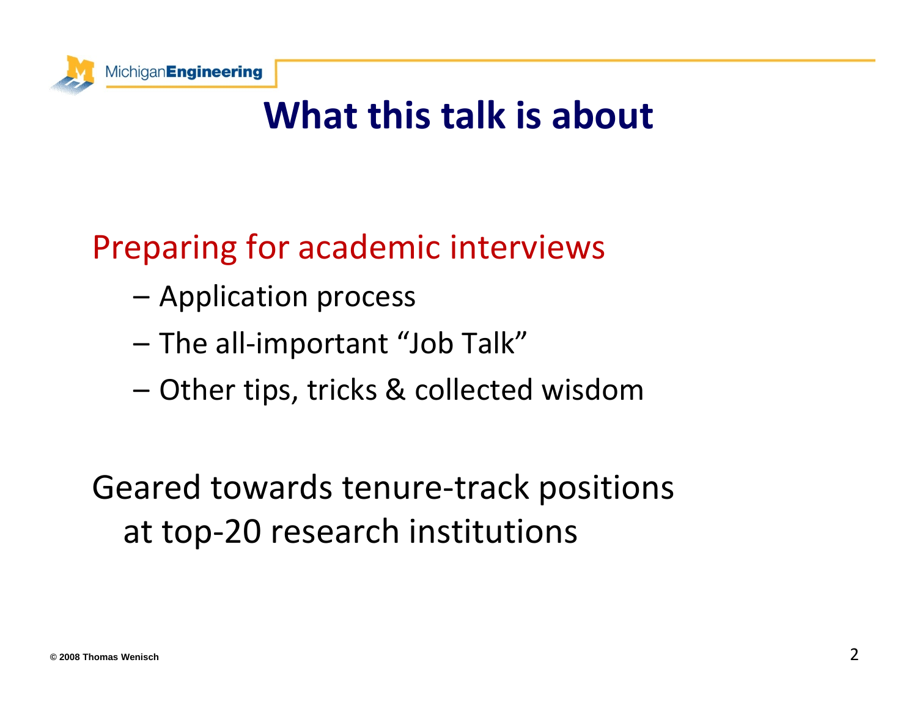# What this talk is about

Preparing for academic interviews

- Application process
- The all-important "Job Talk"
- Other tips, tricks & collected wisdom

Geared towards tenure-track positions at top-20 research institutions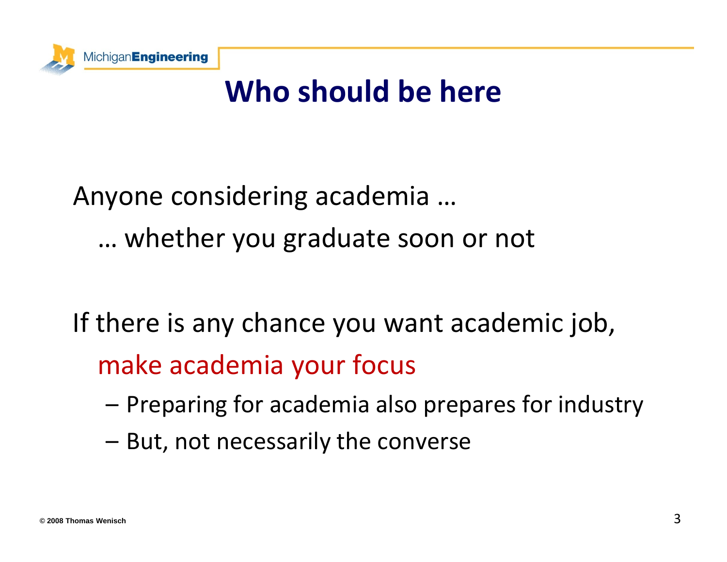# Who should be here

Anyone considering academia …

… whether you graduate soon or not

If there is any chance you want academic job,

make academia your focus

- Preparing for academia also prepares for industry
- But, not necessarily the converse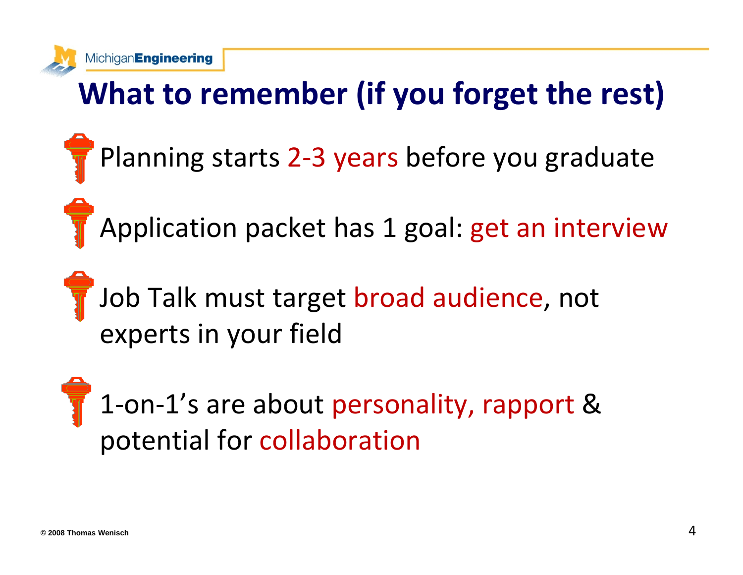# What to remember (if you forget the rest)

- Planning starts 2-3 years before you graduate
- Application packet has 1 goal: get an interview
- Job Talk must target broad audience, not experts in your field
- 1-on-1's are about personality, rapport & potential for collaboration

© 2008 Thomas Wenisch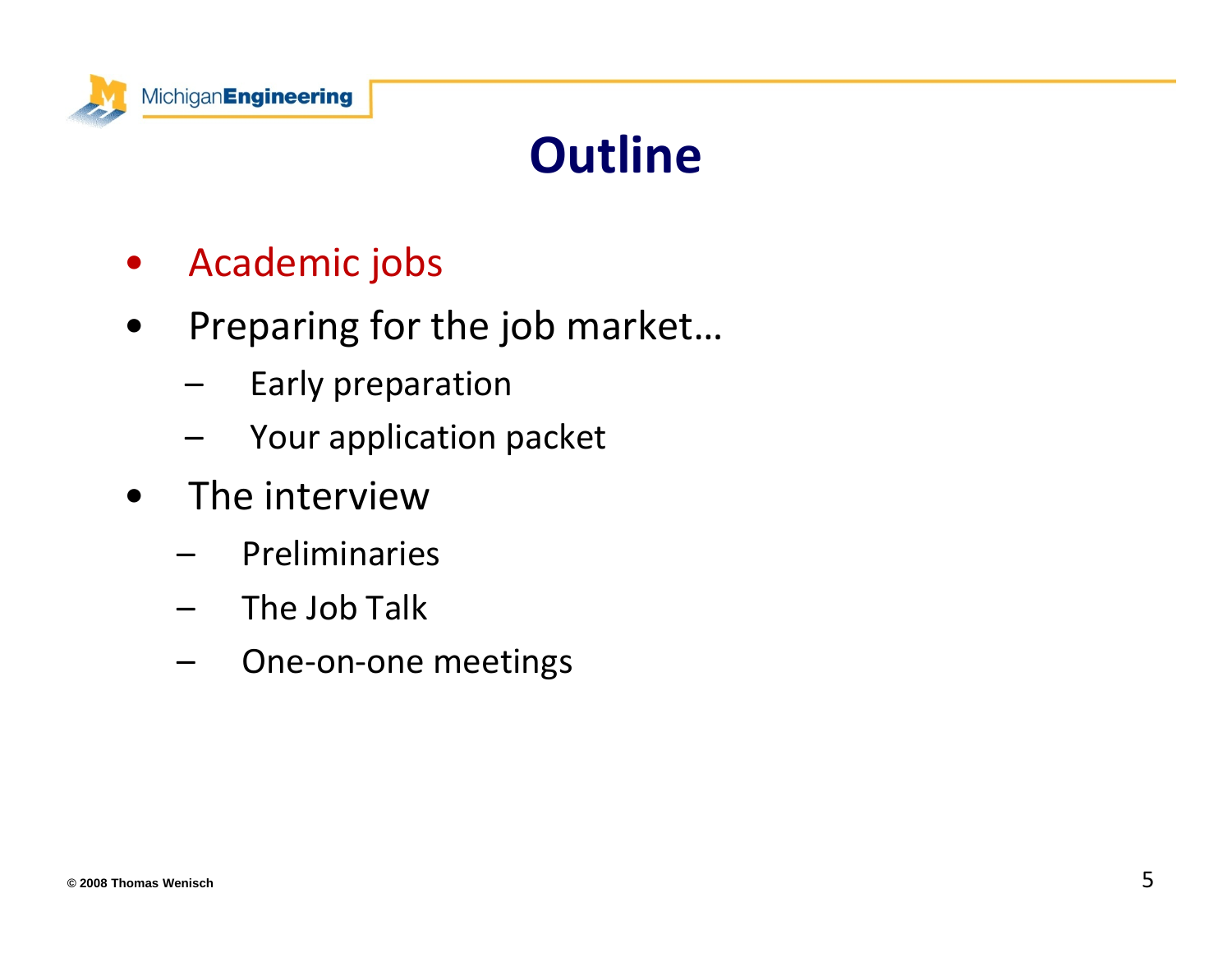# Outline

- Academic jobs
- Preparing for the job market…
  - Early preparation
  - Your application packet
- The interview
  - Preliminaries
  - The Job Talk
  - One-on-one meetings

© 2008 Thomas Wenisch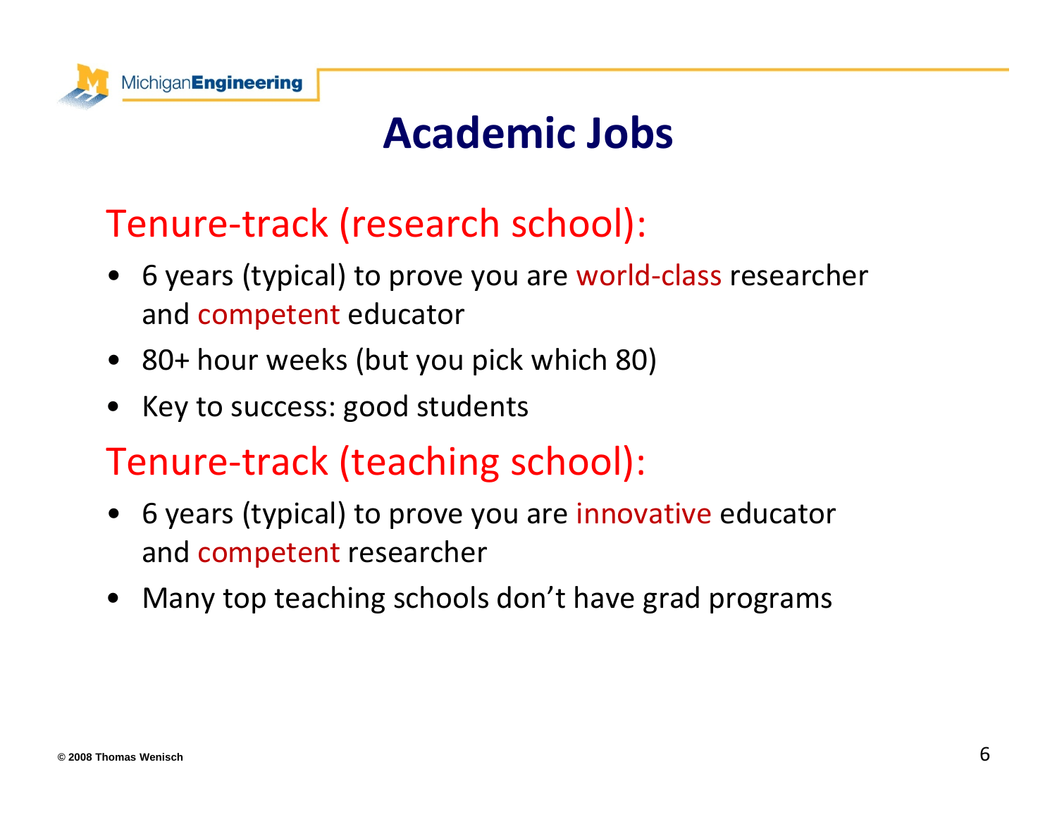# Academic Jobs

## Tenure-track (research school):

- 6 years (typical) to prove you are world-class researcher and competent educator
- 80+ hour weeks (but you pick which 80)
- Key to success: good students

## Tenure-track (teaching school):

- 6 years (typical) to prove you are innovative educator and competent researcher
- Many top teaching schools don't have grad programs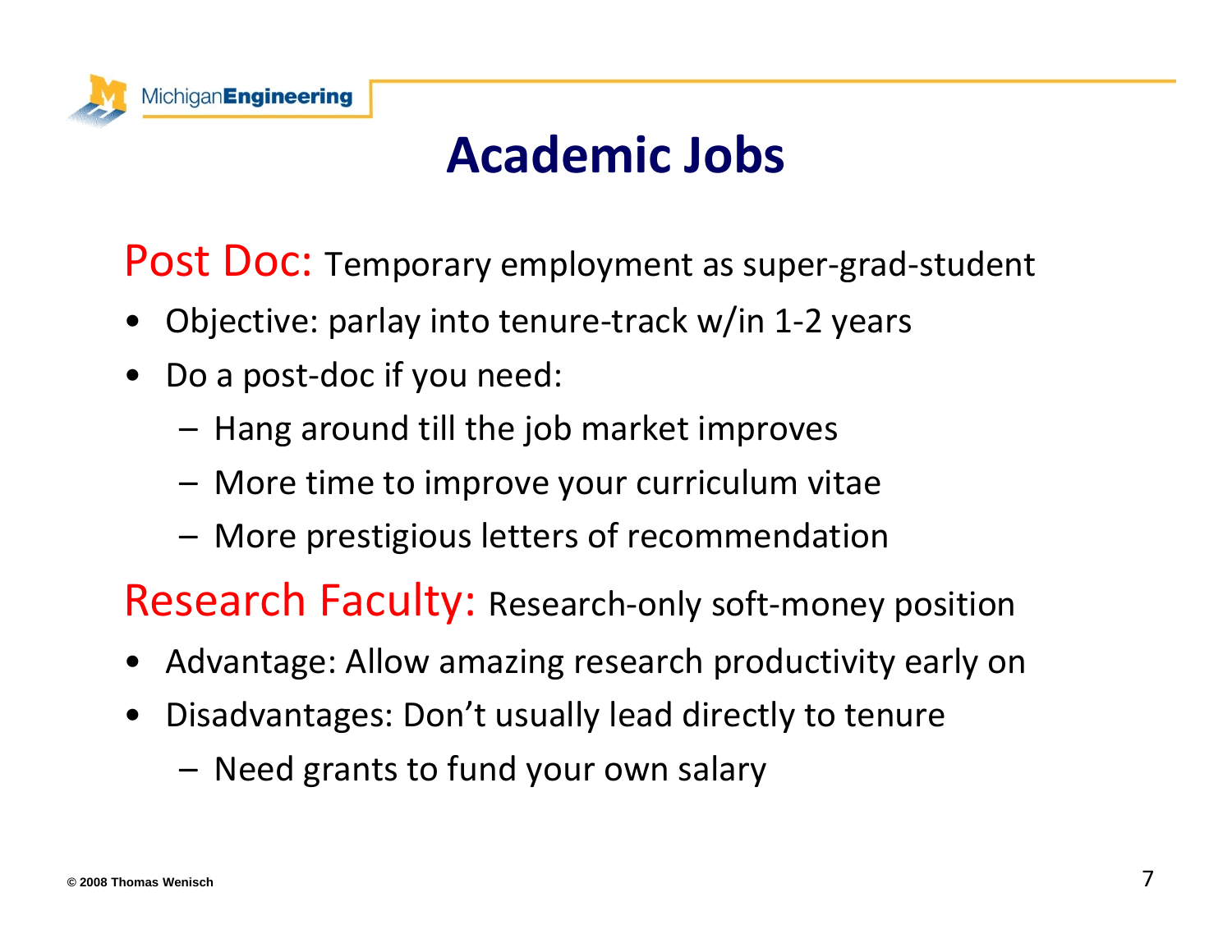# Academic Jobs

**Post Doc:** Temporary employment as super-grad-student

- Objective: parlay into tenure-track w/in 1-2 years
- Do a post-doc if you need:
  - Hang around till the job market improves
  - More time to improve your curriculum vitae
  - More prestigious letters of recommendation

**Research Faculty:** Research-only soft-money position

- Advantage: Allow amazing research productivity early on
- Disadvantages: Don't usually lead directly to tenure
  - Need grants to fund your own salary

© 2008 Thomas Wenisch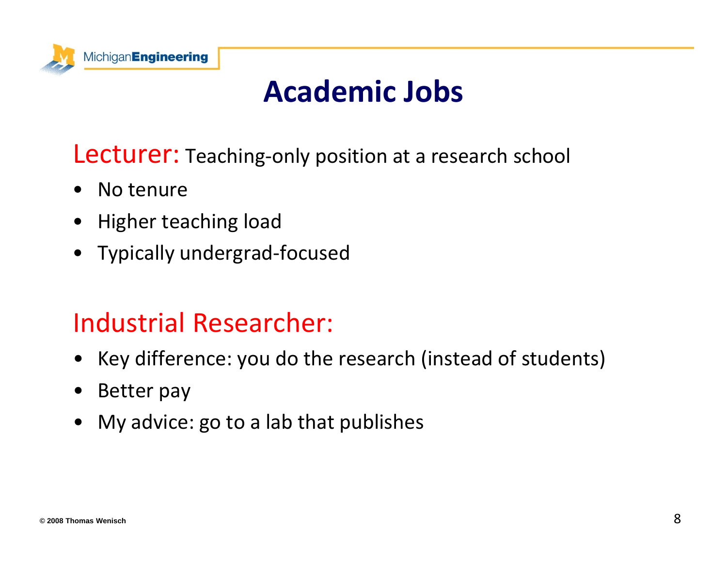# Academic Jobs

**Lecturer:** Teaching-only position at a research school

- No tenure
- Higher teaching load
- Typically undergrad-focused

**Industrial Researcher:**

- Key difference: you do the research (instead of students)
- Better pay
- My advice: go to a lab that publishes

© 2008 Thomas Wenisch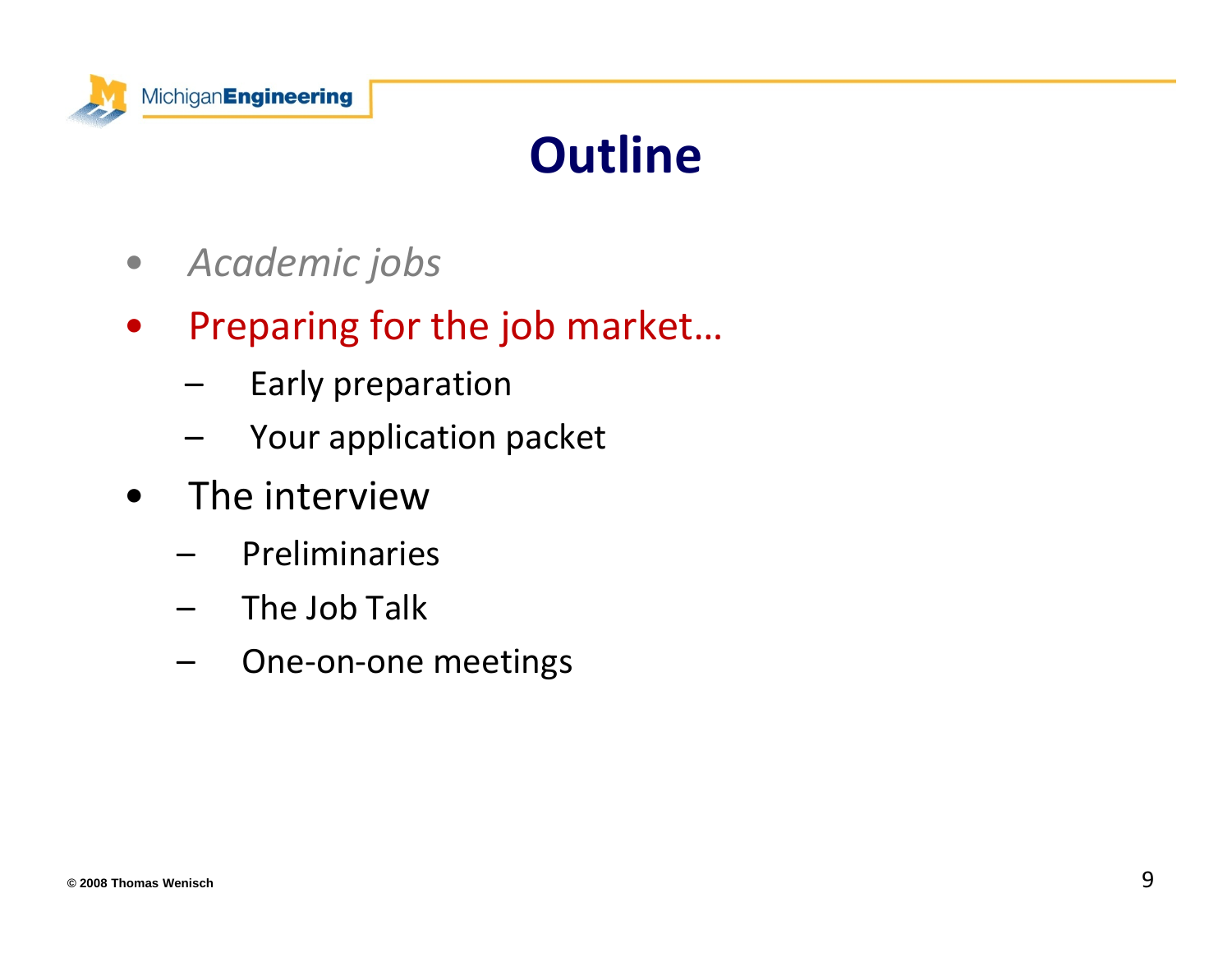# Outline

- *Academic jobs*
- Preparing for the job market…
  - Early preparation
  - Your application packet
- The interview
  - Preliminaries
  - The Job Talk
  - One-on-one meetings

© 2008 Thomas Wenisch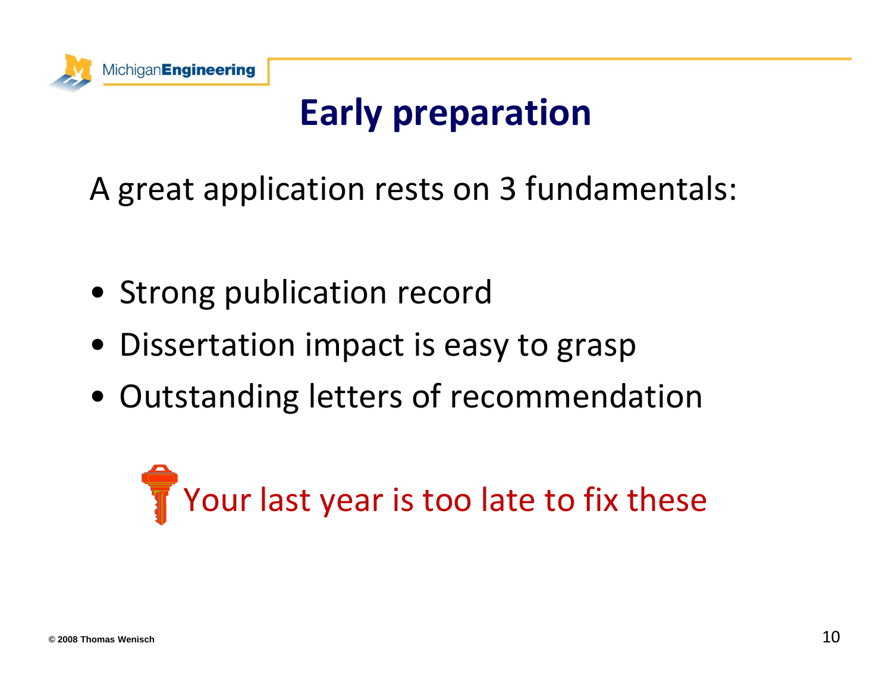# Early preparation

A great application rests on 3 fundamentals:

- Strong publication record
- Dissertation impact is easy to grasp
- Outstanding letters of recommendation

Your last year is too late to fix these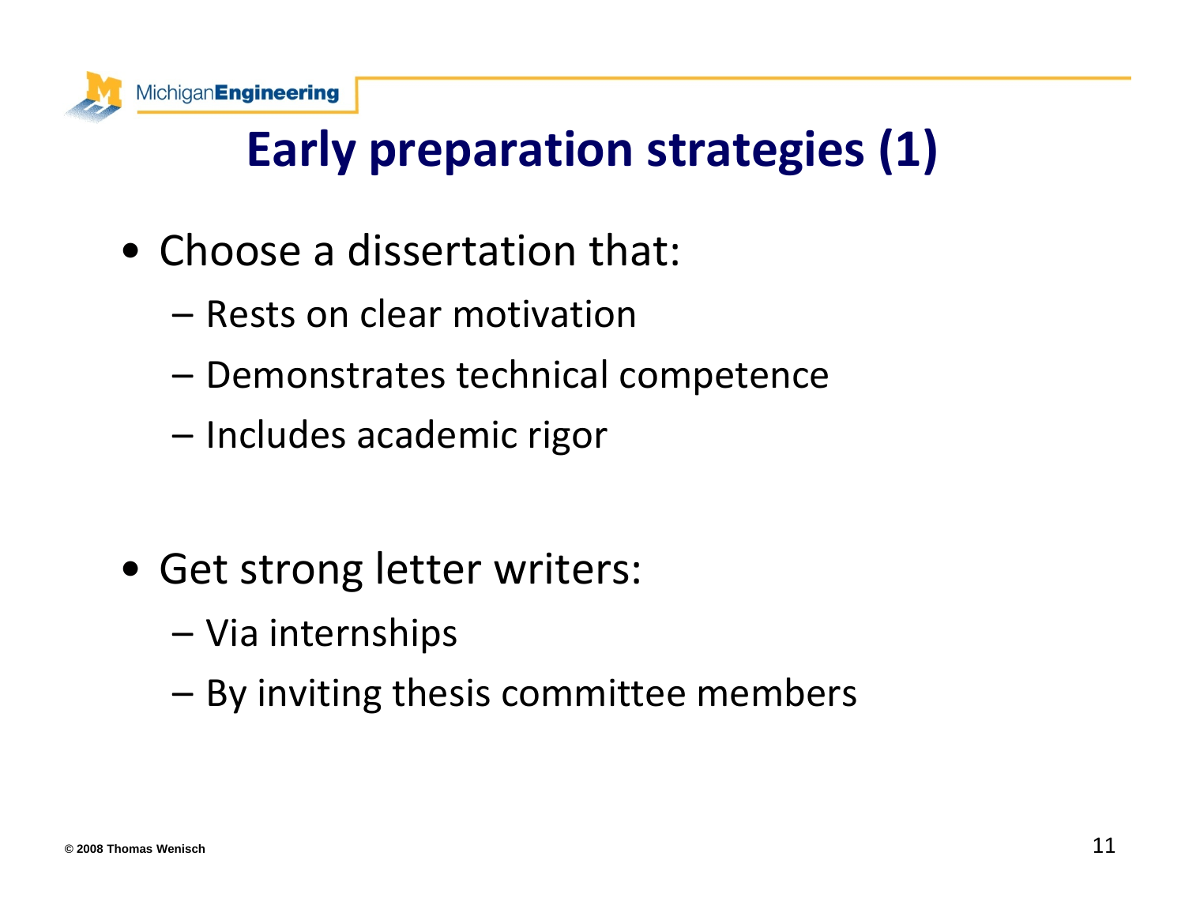# Early preparation strategies (1)

- Choose a dissertation that:
  - Rests on clear motivation
  - Demonstrates technical competence
  - Includes academic rigor
- Get strong letter writers:
  - Via internships
  - By inviting thesis committee members

© 2008 Thomas Wenisch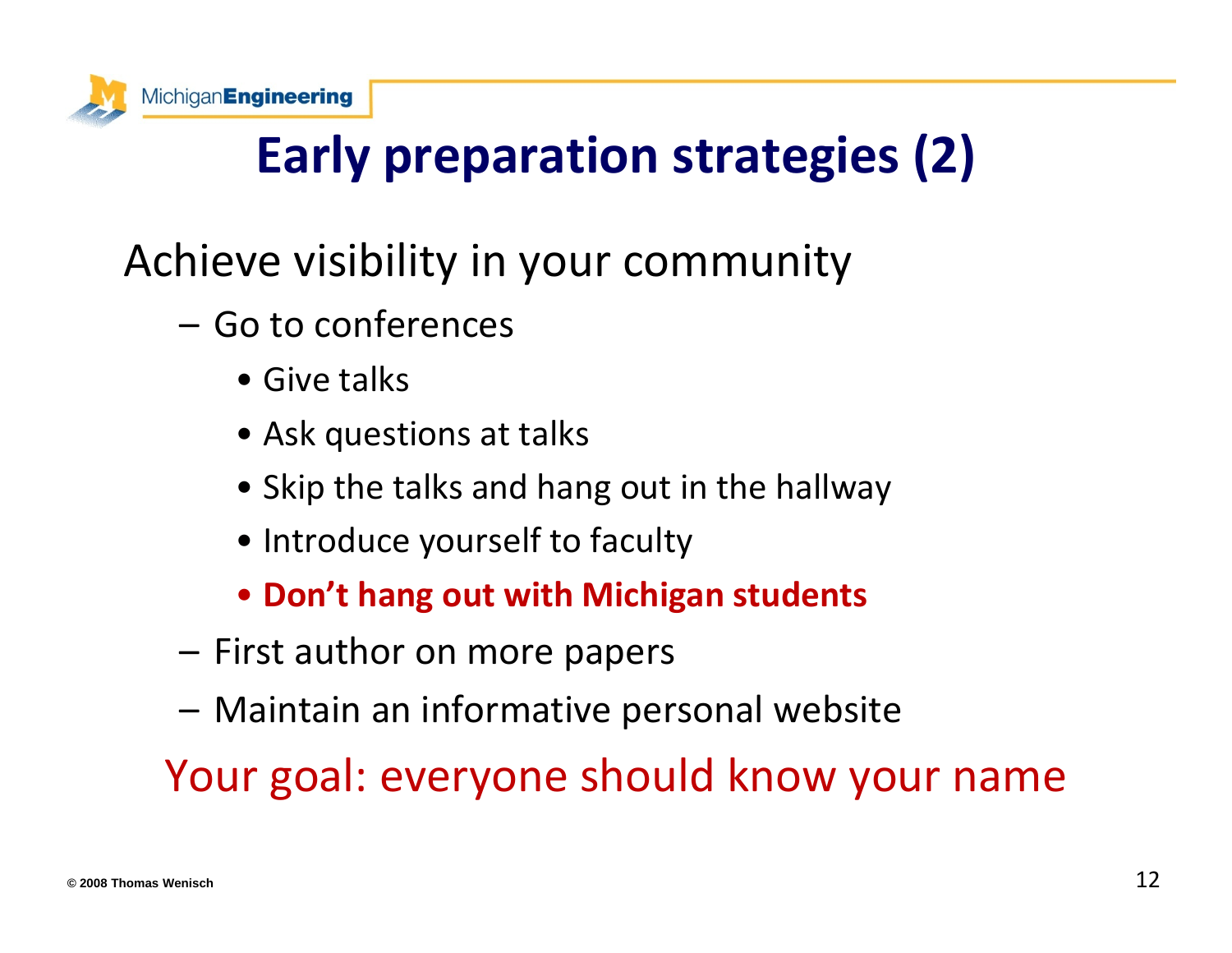# Early preparation strategies (2)

Achieve visibility in your community

- Go to conferences
  - Give talks
  - Ask questions at talks
  - Skip the talks and hang out in the hallway
  - Introduce yourself to faculty
  - **Don't hang out with Michigan students**
- First author on more papers
- Maintain an informative personal website

Your goal: everyone should know your name

© 2008 Thomas Wenisch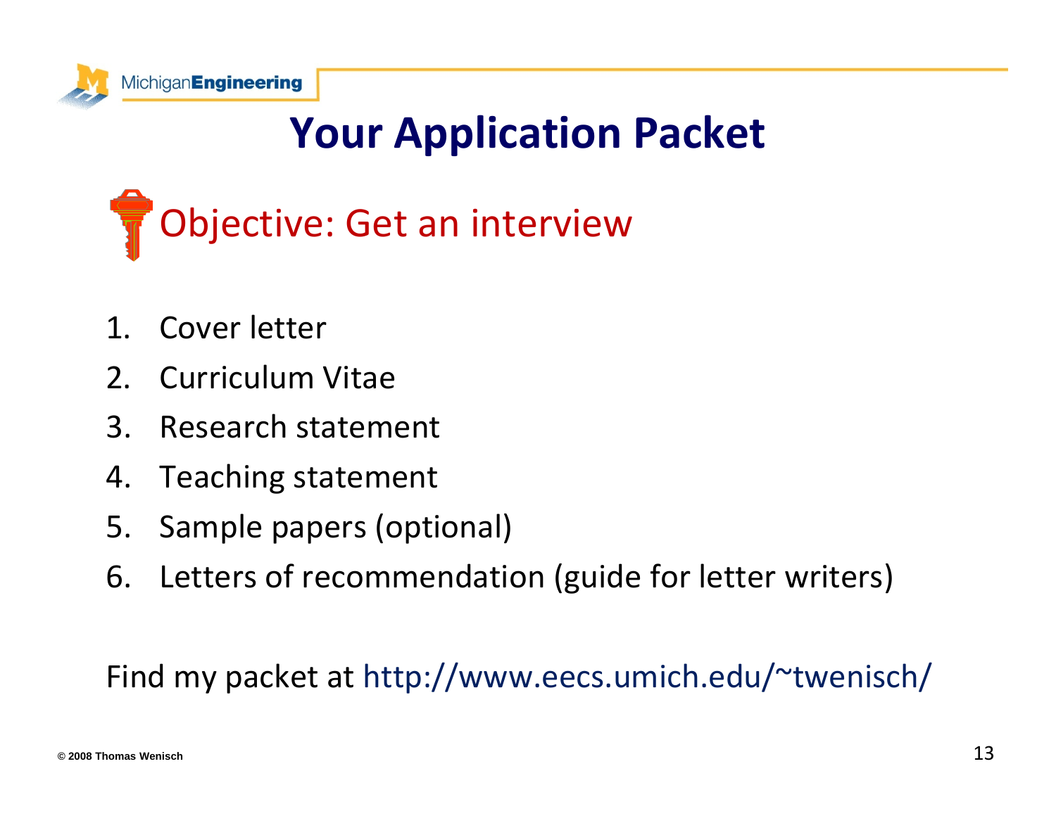# Your Application Packet

Objective: Get an interview

1. Cover letter
2. Curriculum Vitae
3. Research statement
4. Teaching statement
5. Sample papers (optional)
6. Letters of recommendation (guide for letter writers)

Find my packet at http://www.eecs.umich.edu/~twenisch/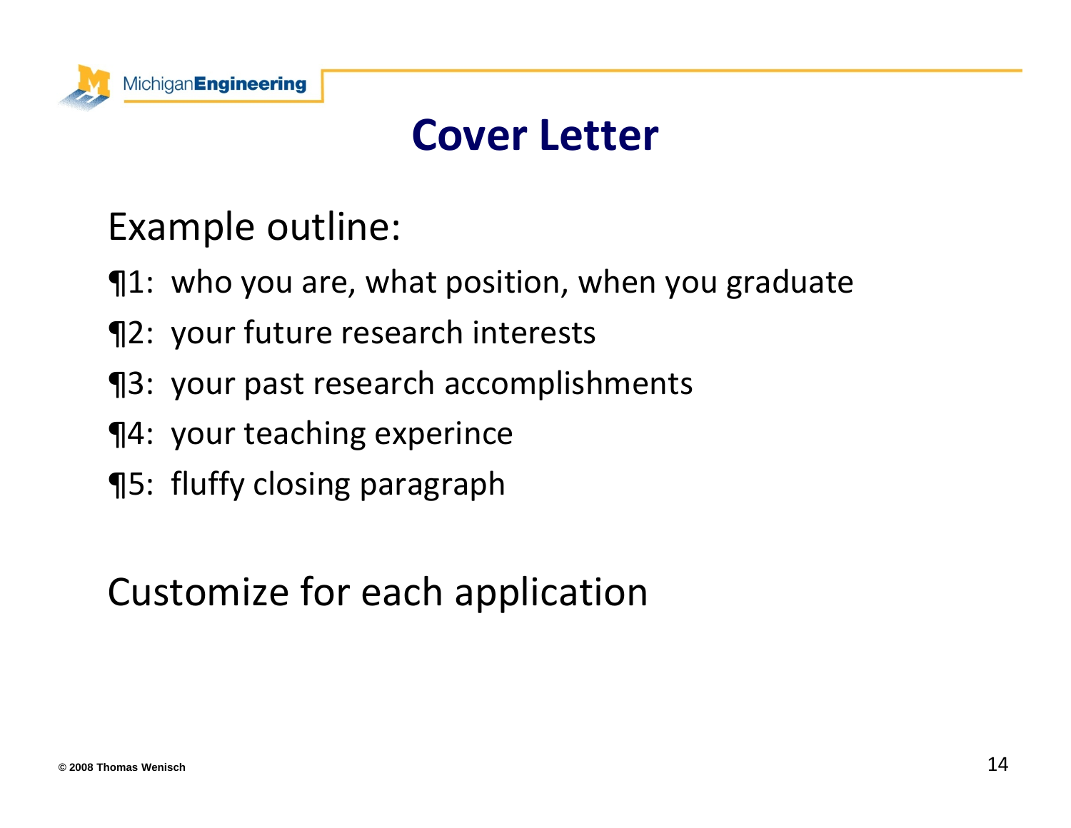# Cover Letter

Example outline:

¶1: who you are, what position, when you graduate

¶2: your future research interests

¶3: your past research accomplishments

¶4: your teaching experince

¶5: fluffy closing paragraph

Customize for each application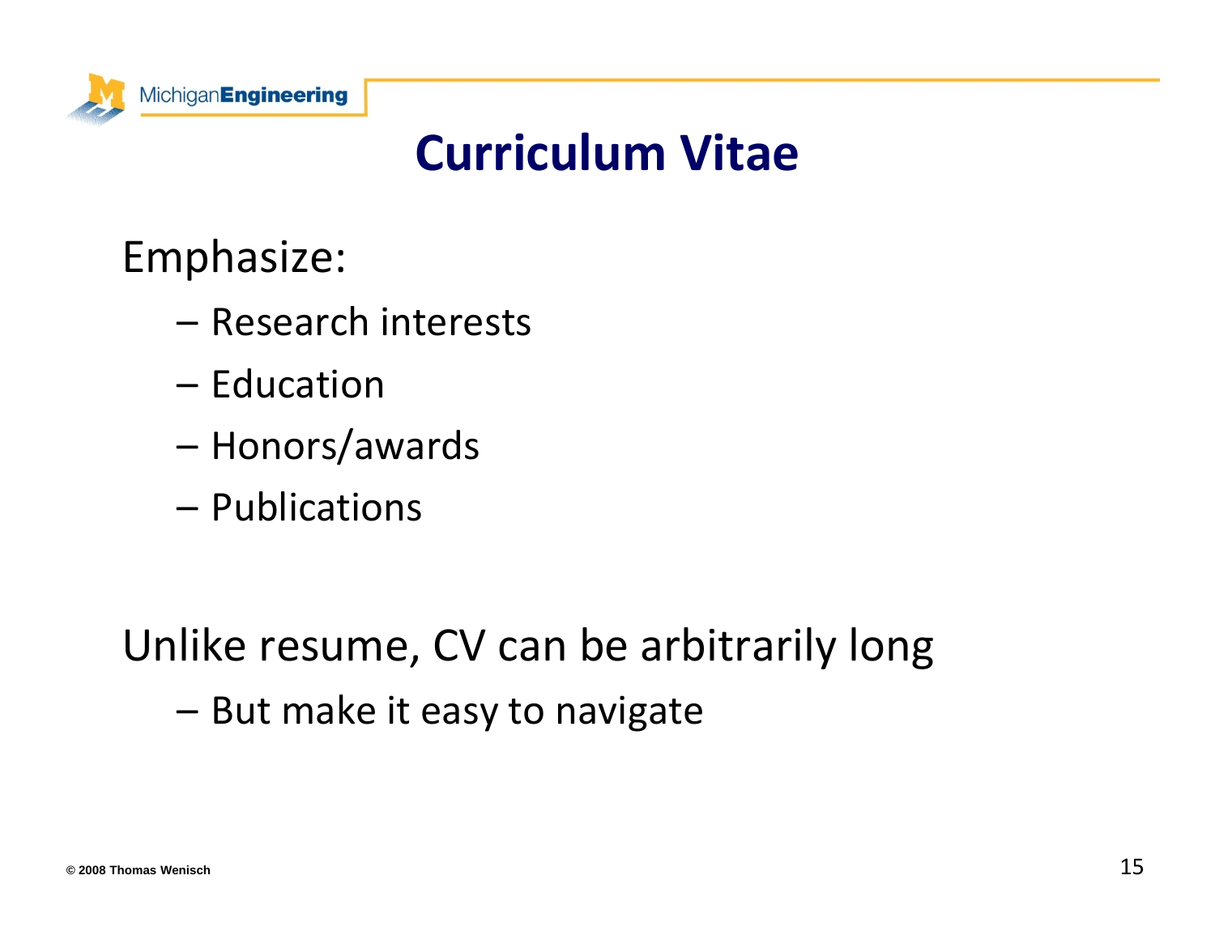# Curriculum Vitae

Emphasize:

- Research interests
- Education
- Honors/awards
- Publications

Unlike resume, CV can be arbitrarily long

- But make it easy to navigate

© 2008 Thomas Wenisch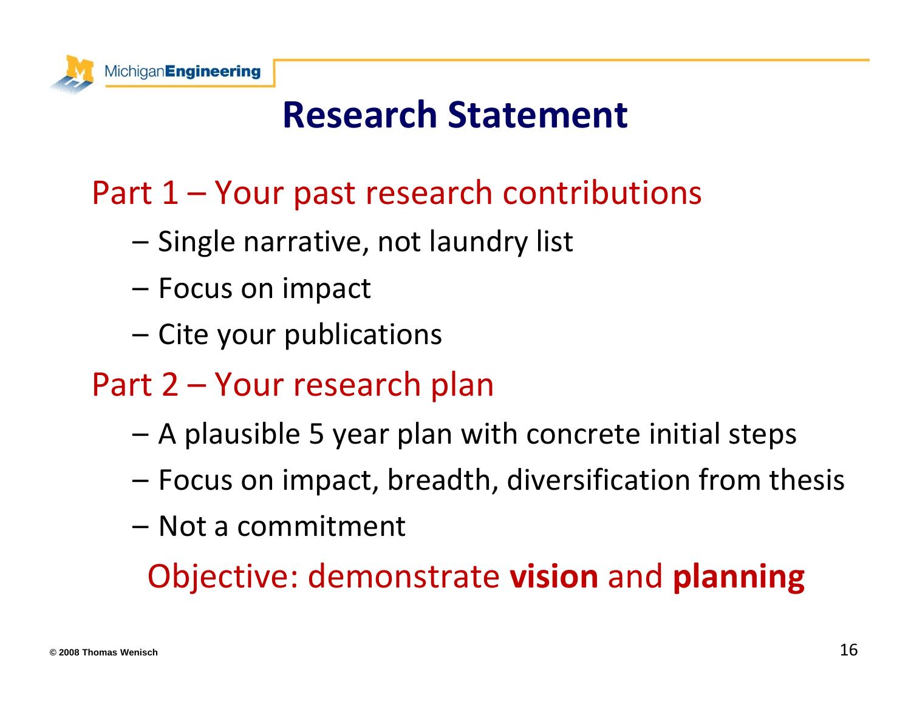# Research Statement

## Part 1 – Your past research contributions

- Single narrative, not laundry list
- Focus on impact
- Cite your publications

## Part 2 – Your research plan

- A plausible 5 year plan with concrete initial steps
- Focus on impact, breadth, diversification from thesis
- Not a commitment

Objective: demonstrate **vision** and **planning**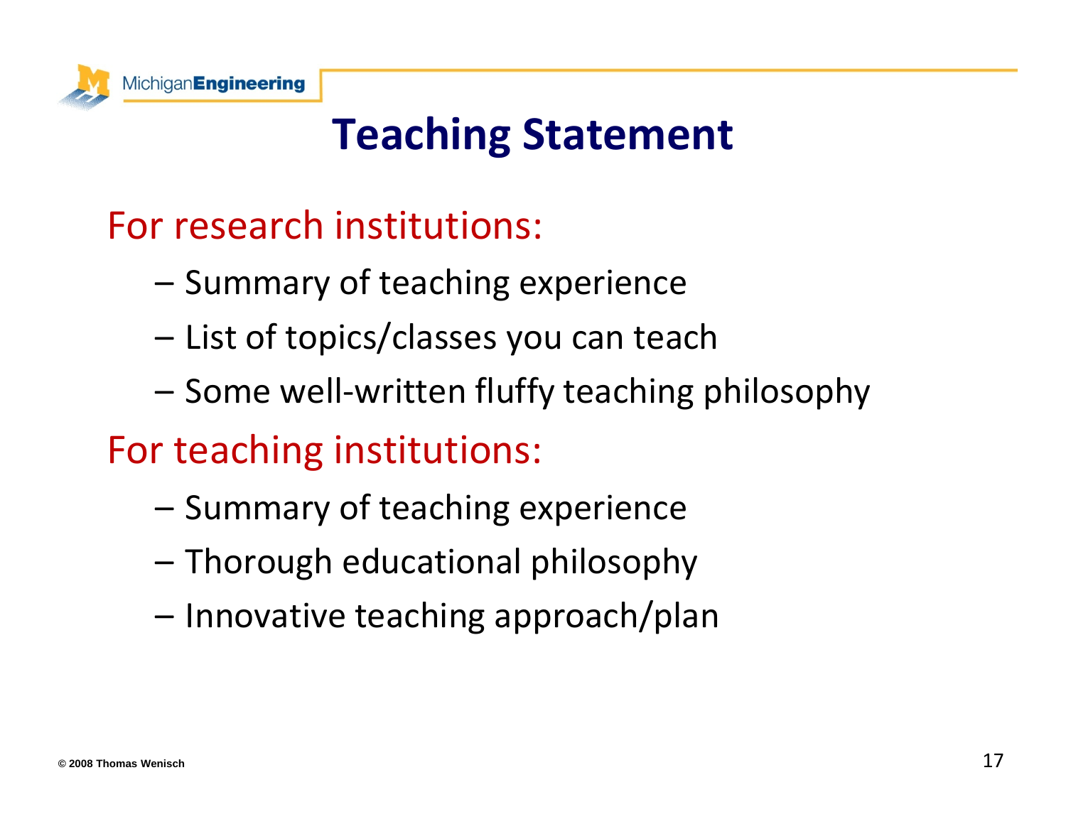# Teaching Statement

For research institutions:

- Summary of teaching experience
- List of topics/classes you can teach
- Some well-written fluffy teaching philosophy

For teaching institutions:

- Summary of teaching experience
- Thorough educational philosophy
- Innovative teaching approach/plan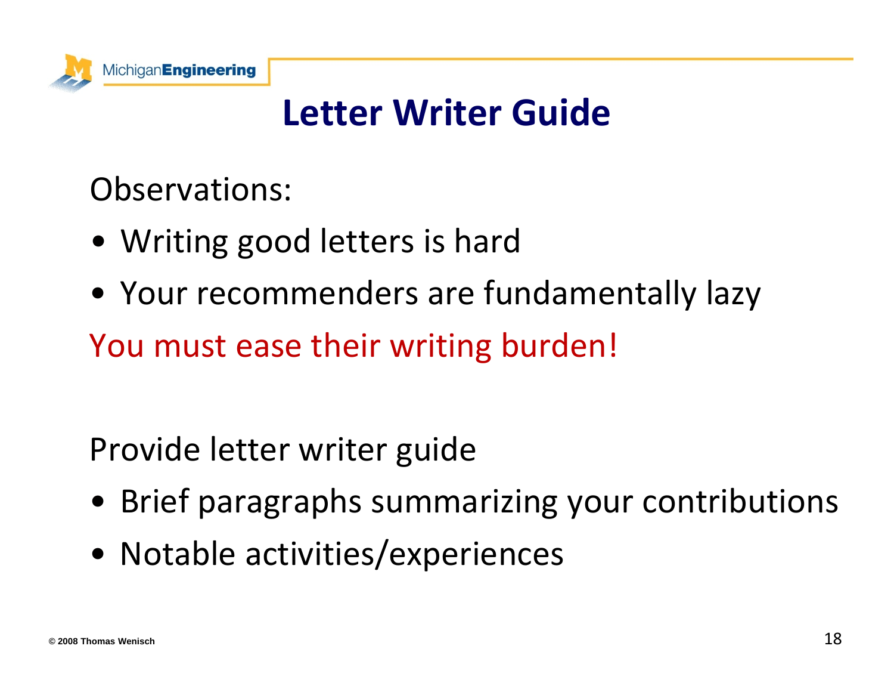# Letter Writer Guide

Observations:

- Writing good letters is hard
- Your recommenders are fundamentally lazy

You must ease their writing burden!

Provide letter writer guide

- Brief paragraphs summarizing your contributions
- Notable activities/experiences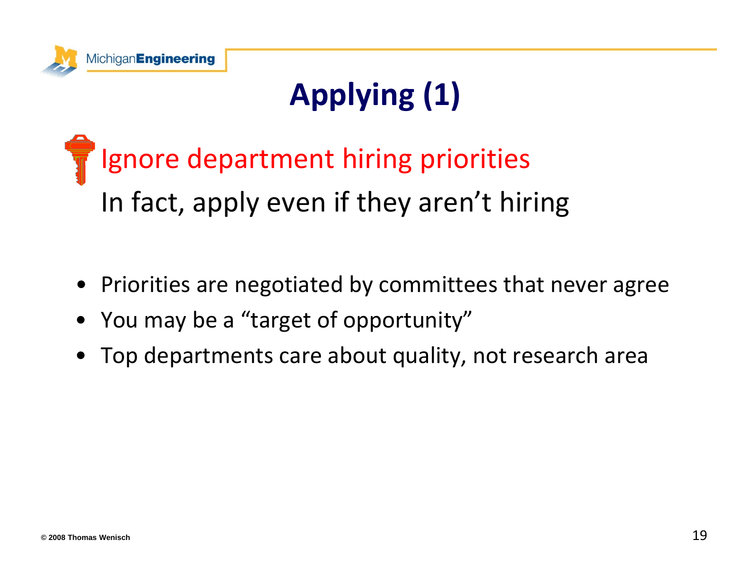# Applying (1)

Ignore department hiring priorities

In fact, apply even if they aren't hiring

- Priorities are negotiated by committees that never agree
- You may be a "target of opportunity"
- Top departments care about quality, not research area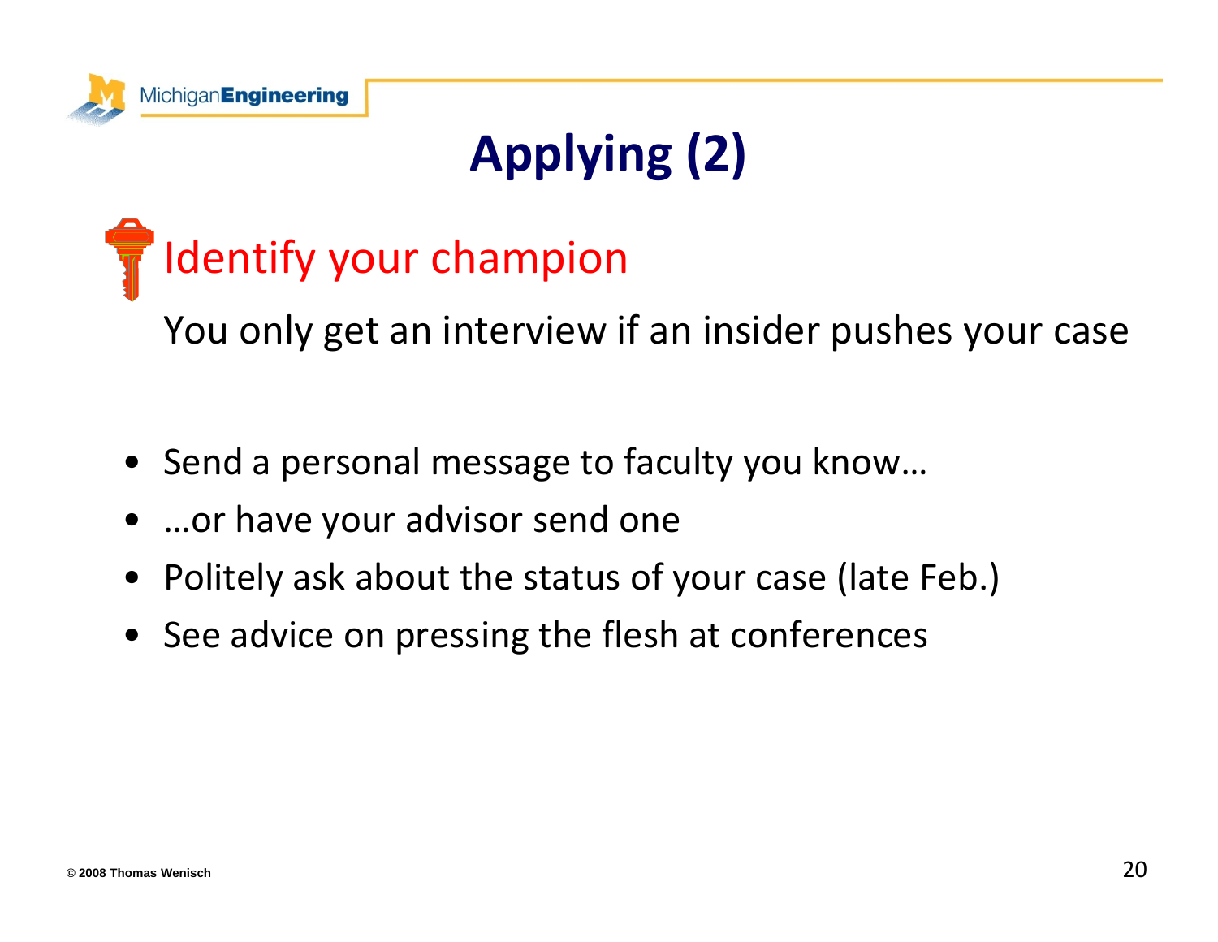# Applying (2)

## Identify your champion

You only get an interview if an insider pushes your case

- Send a personal message to faculty you know…
- …or have your advisor send one
- Politely ask about the status of your case (late Feb.)
- See advice on pressing the flesh at conferences

© 2008 Thomas Wenisch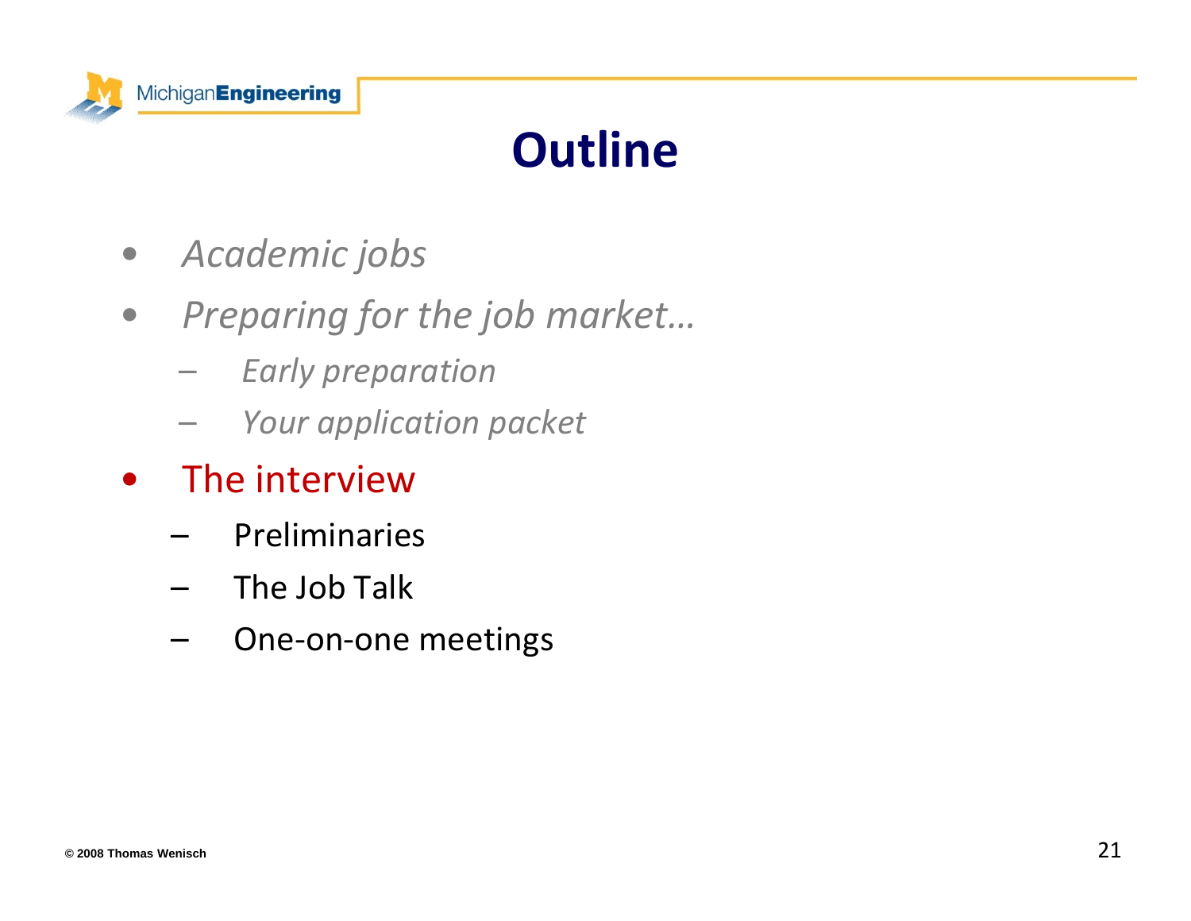# Outline

- *Academic jobs*
- *Preparing for the job market…*
  - *Early preparation*
  - *Your application packet*
- The interview
  - Preliminaries
  - The Job Talk
  - One-on-one meetings

© 2008 Thomas Wenisch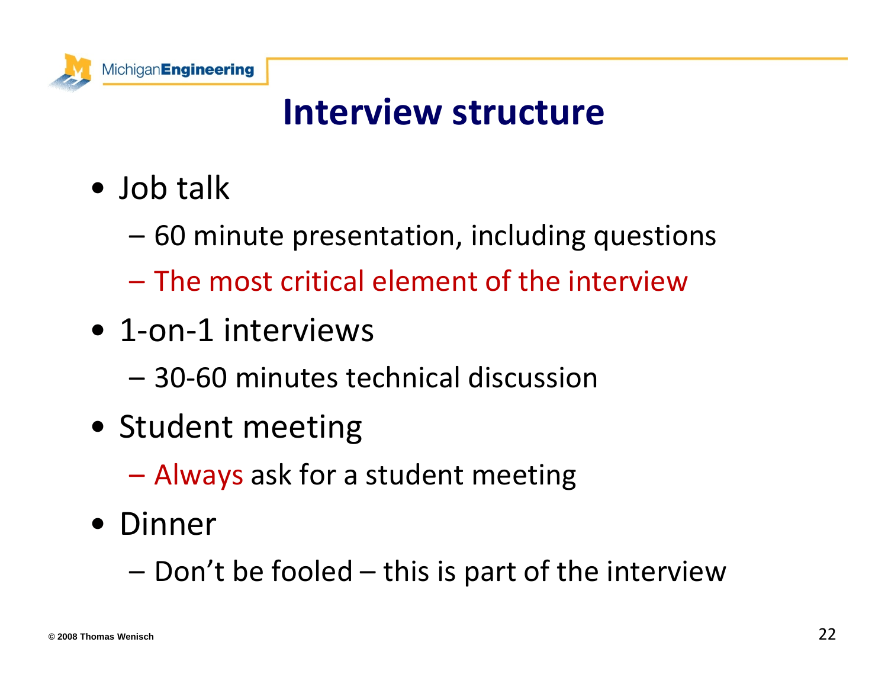# Interview structure

- Job talk
  - 60 minute presentation, including questions
  - The most critical element of the interview
- 1-on-1 interviews
  - 30-60 minutes technical discussion
- Student meeting
  - Always ask for a student meeting
- Dinner
  - Don't be fooled – this is part of the interview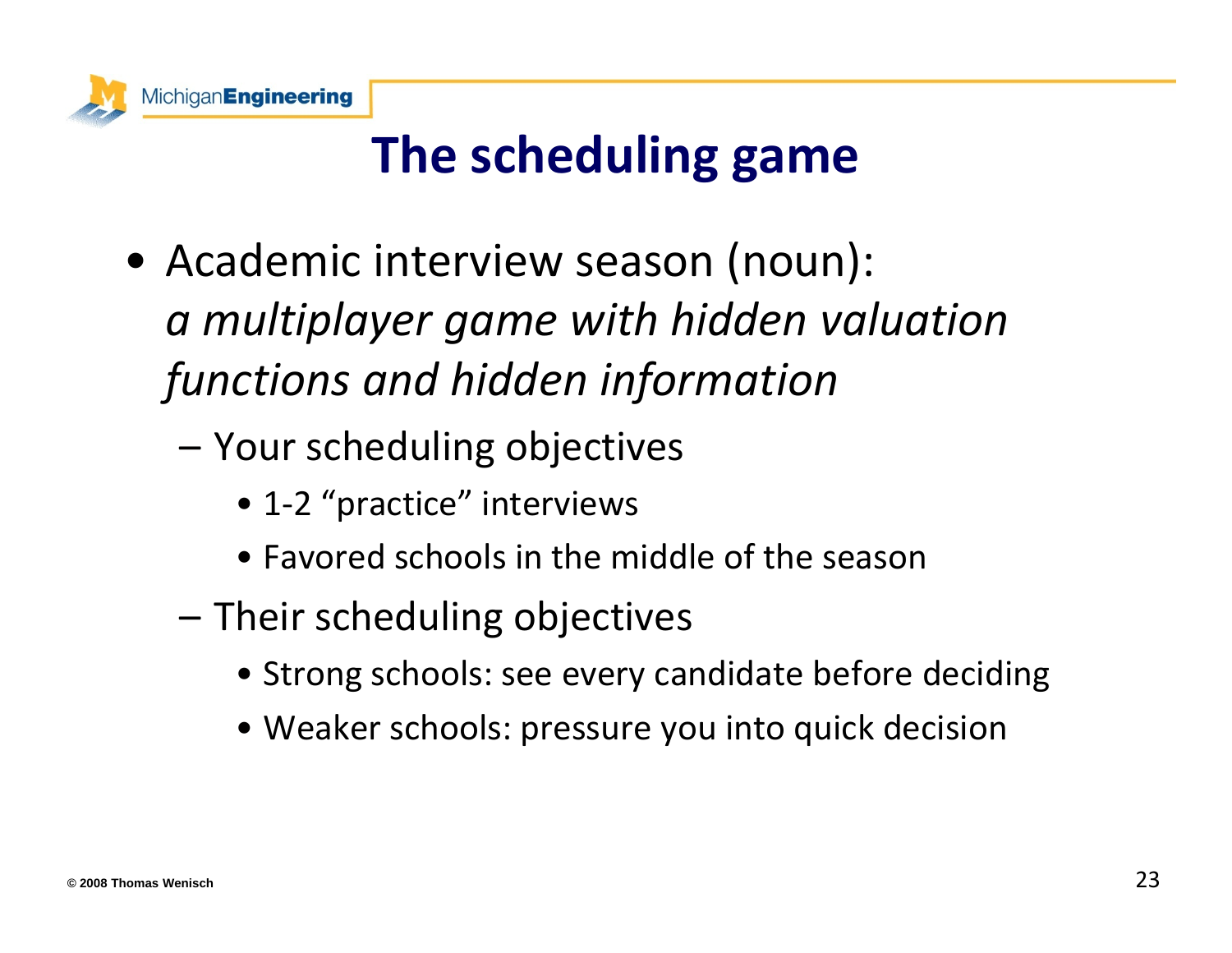# The scheduling game

- Academic interview season (noun): *a multiplayer game with hidden valuation functions and hidden information*
  - Your scheduling objectives
    - 1-2 "practice" interviews
    - Favored schools in the middle of the season
  - Their scheduling objectives
    - Strong schools: see every candidate before deciding
    - Weaker schools: pressure you into quick decision

© 2008 Thomas Wenisch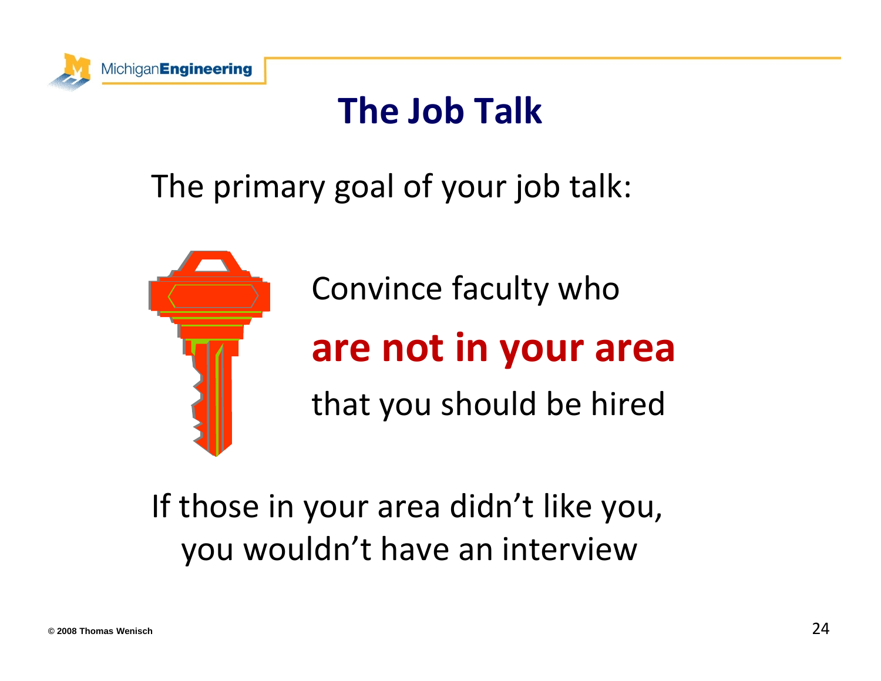# The Job Talk

The primary goal of your job talk:

Convince faculty who

**are not in your area**

that you should be hired

If those in your area didn't like you, you wouldn't have an interview

© 2008 Thomas Wenisch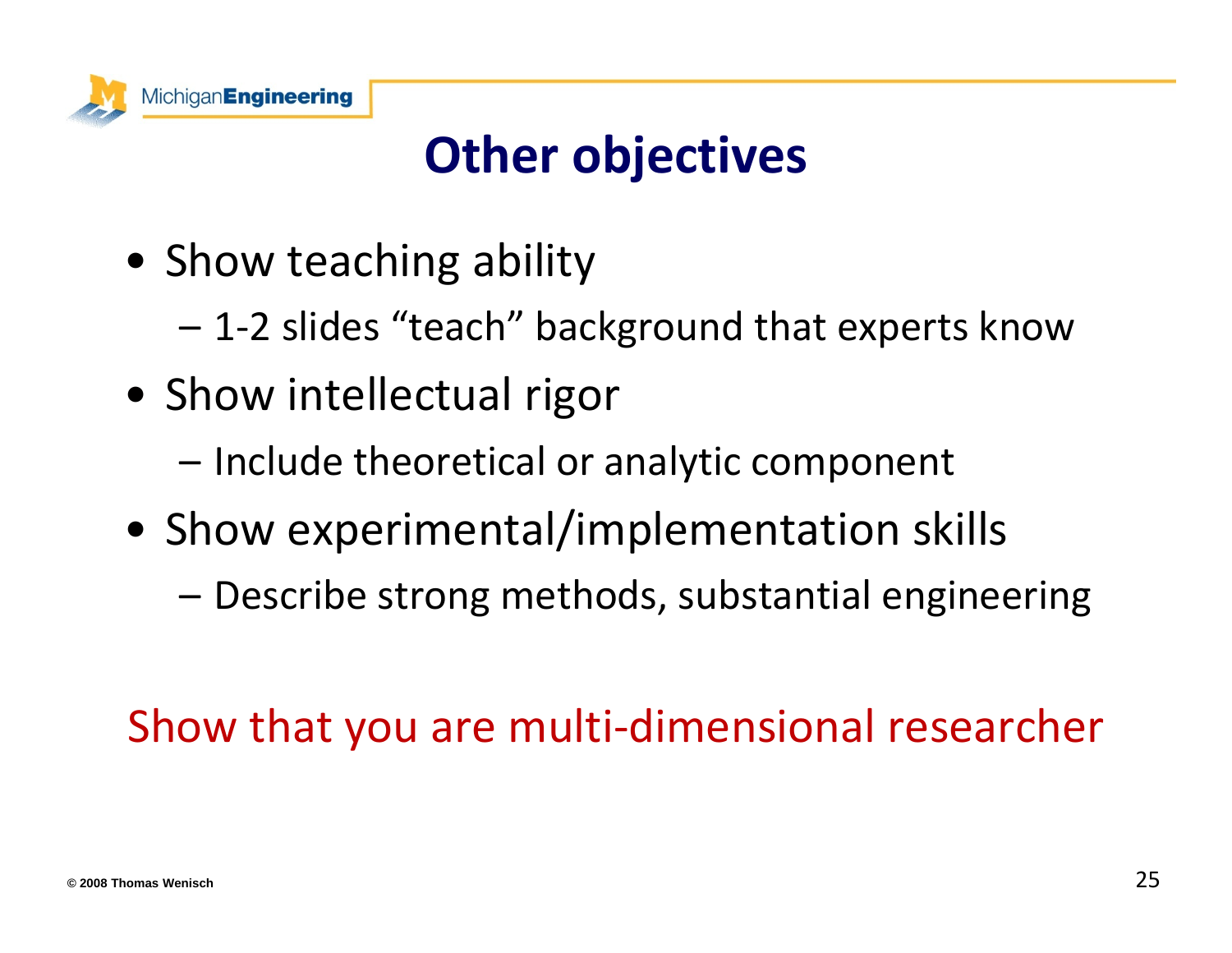# Other objectives

- Show teaching ability
  - 1-2 slides "teach" background that experts know
- Show intellectual rigor
  - Include theoretical or analytic component
- Show experimental/implementation skills
  - Describe strong methods, substantial engineering

Show that you are multi-dimensional researcher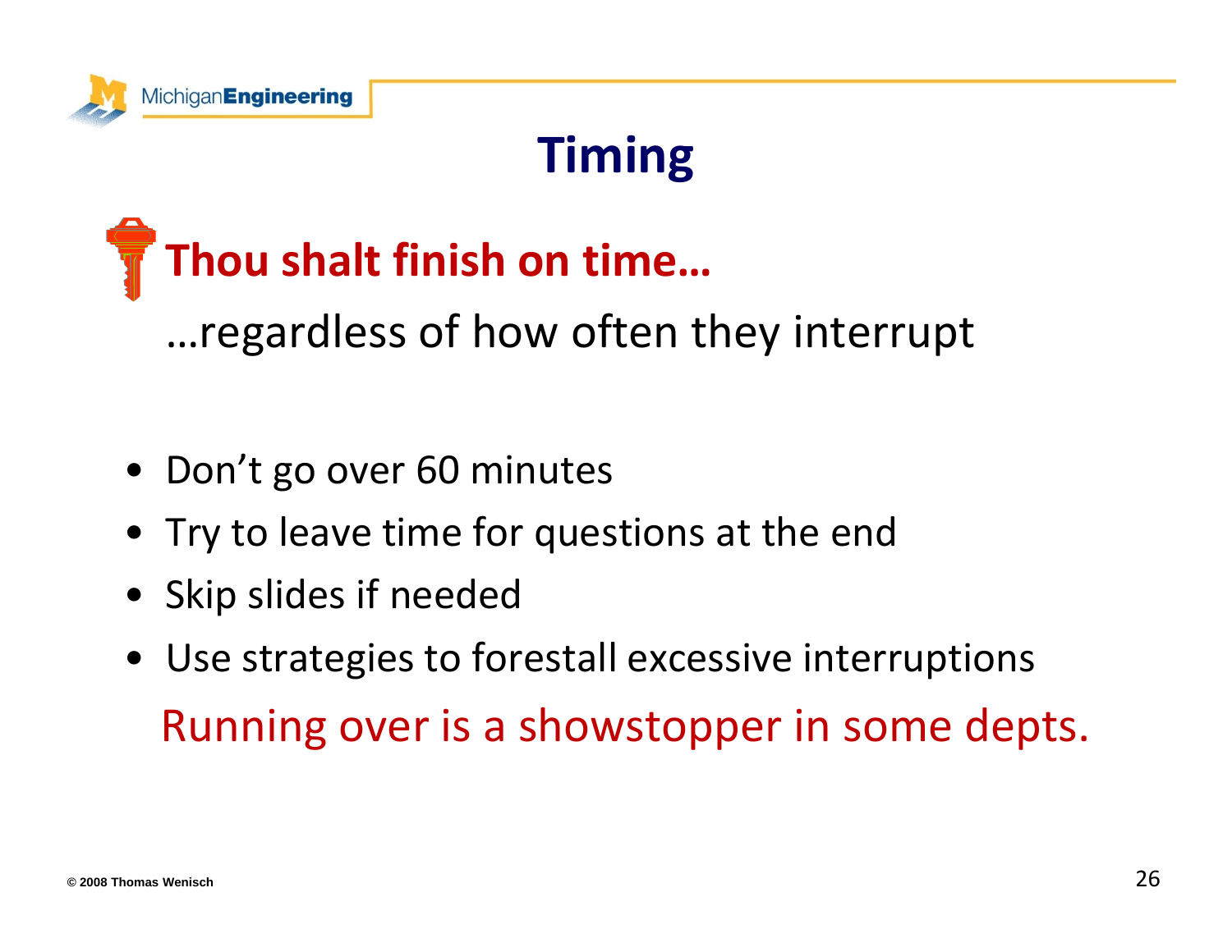# Timing

**Thou shalt finish on time…**

…regardless of how often they interrupt

- Don't go over 60 minutes
- Try to leave time for questions at the end
- Skip slides if needed
- Use strategies to forestall excessive interruptions

Running over is a showstopper in some depts.

© 2008 Thomas Wenisch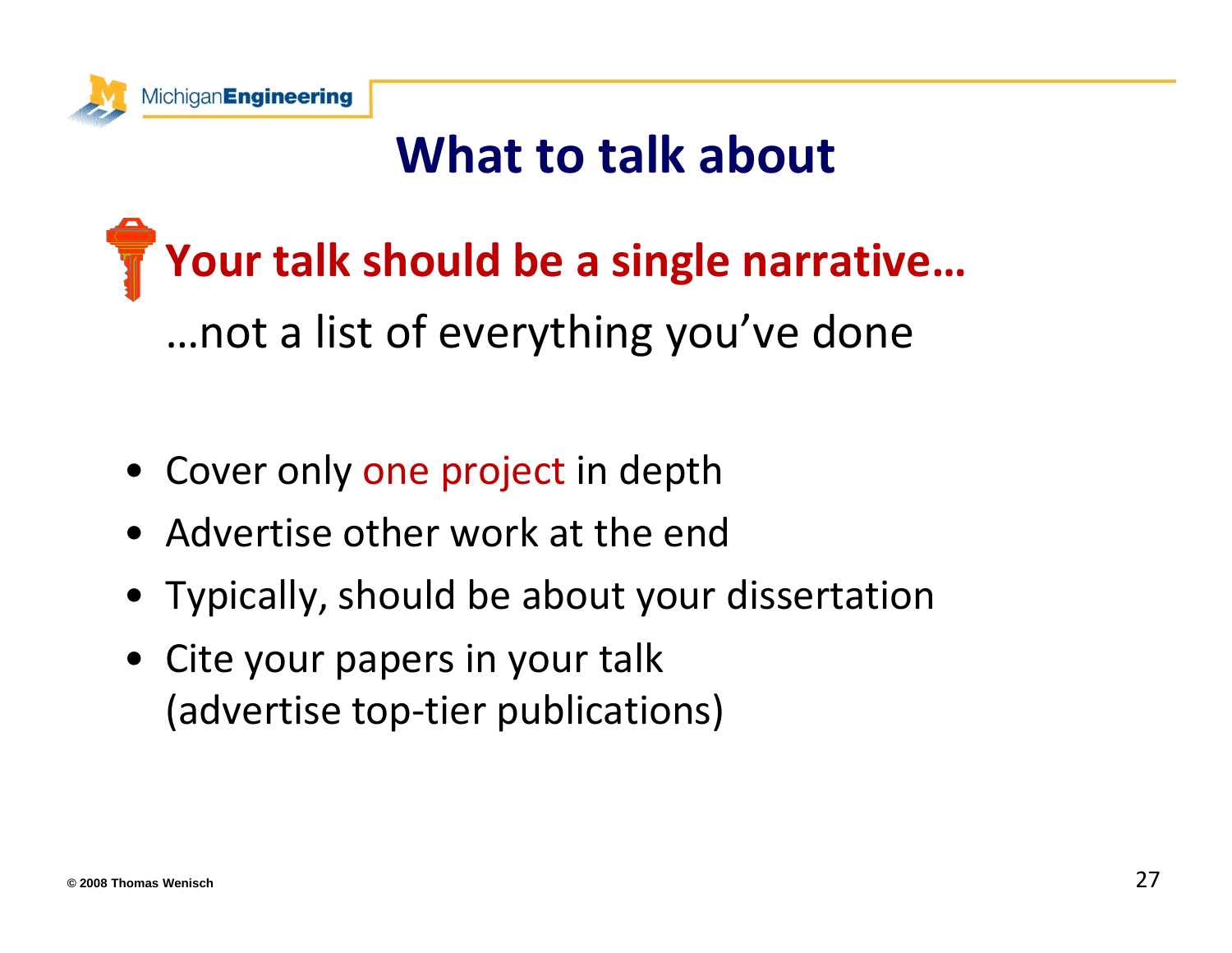# What to talk about

**Your talk should be a single narrative…**

…not a list of everything you've done

- Cover only one project in depth
- Advertise other work at the end
- Typically, should be about your dissertation
- Cite your papers in your talk
  (advertise top-tier publications)

© 2008 Thomas Wenisch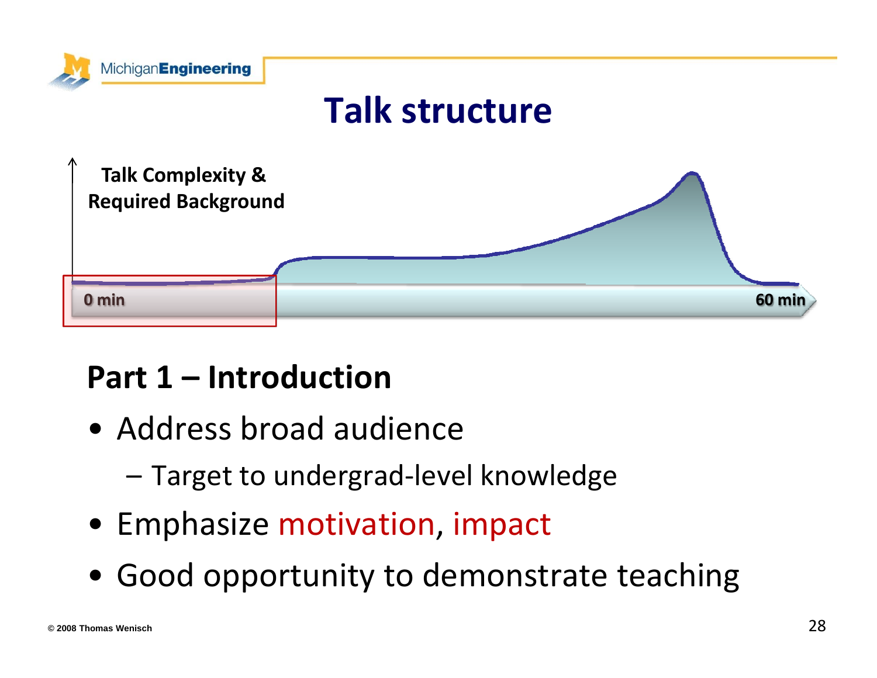# Talk structure

Talk Complexity & Required Background

0 min

60 min

## Part 1 – Introduction

- Address broad audience
  - Target to undergrad-level knowledge
- Emphasize motivation, impact
- Good opportunity to demonstrate teaching

© 2008 Thomas Wenisch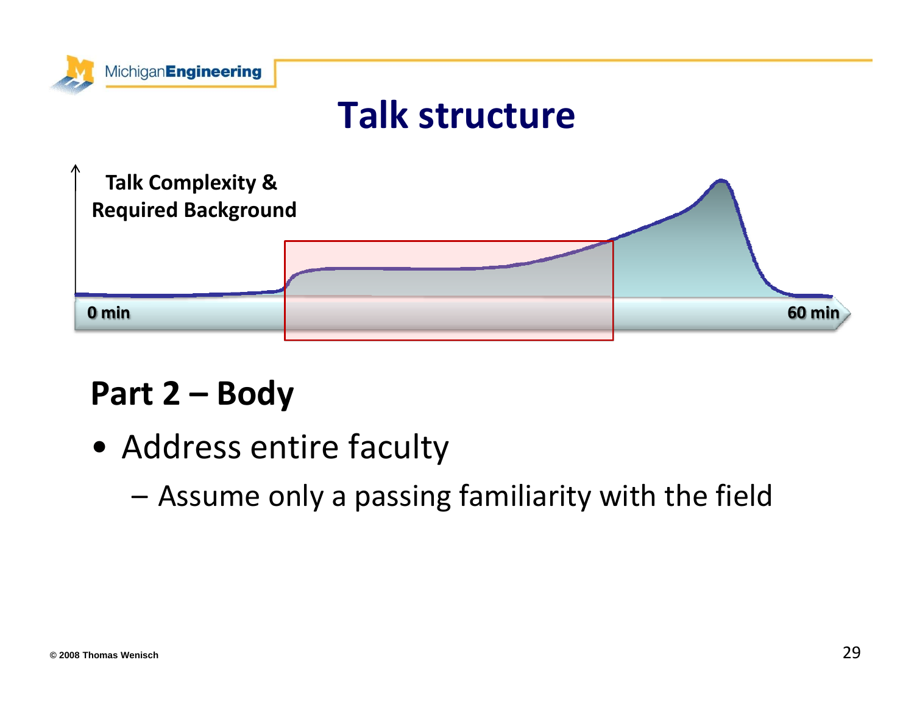# Talk structure

Talk Complexity & Required Background

0 min

60 min

## Part 2 – Body

- Address entire faculty
  - Assume only a passing familiarity with the field

© 2008 Thomas Wenisch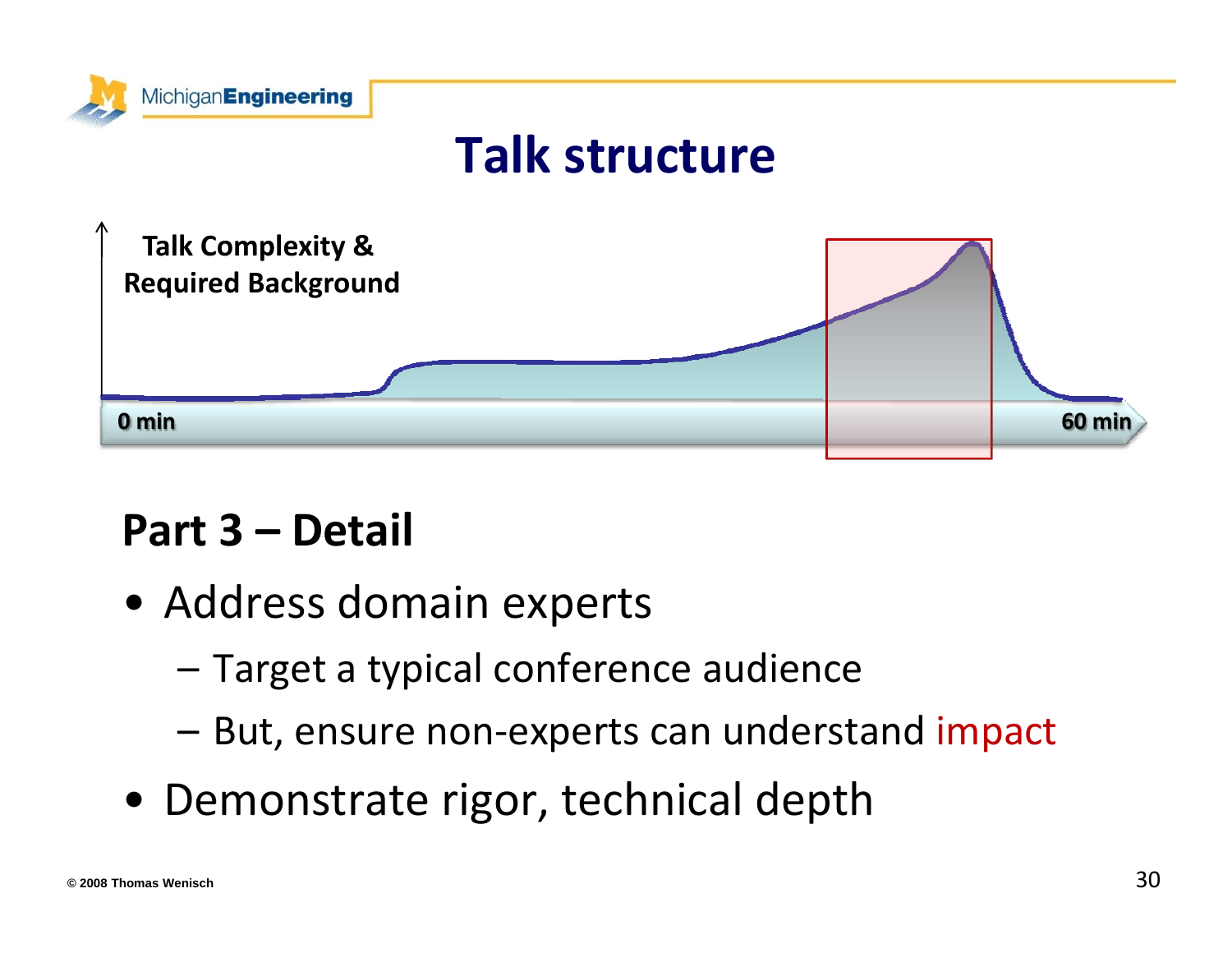# Talk structure

Talk Complexity & Required Background

0 min

60 min

## Part 3 – Detail

- Address domain experts
  - Target a typical conference audience
  - But, ensure non-experts can understand impact
- Demonstrate rigor, technical depth

© 2008 Thomas Wenisch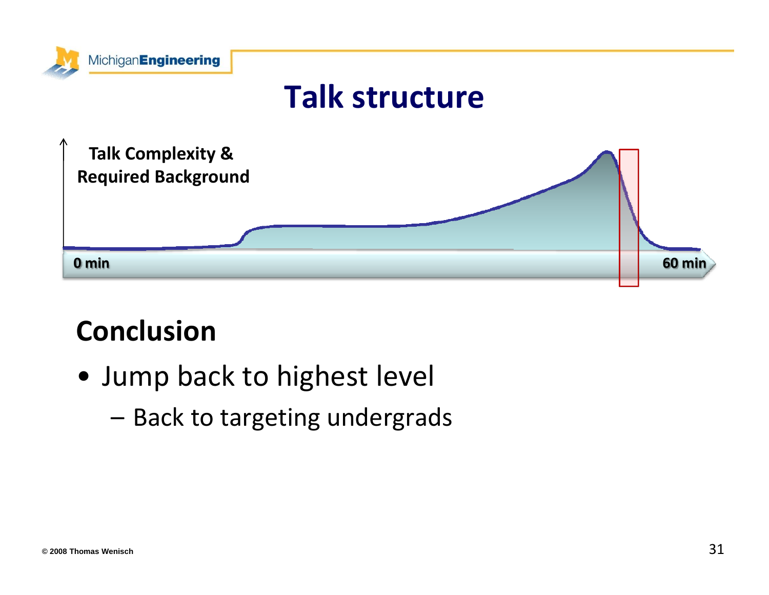# Talk structure

Talk Complexity & Required Background

0 min

60 min

## Conclusion

- Jump back to highest level
  - Back to targeting undergrads

© 2008 Thomas Wenisch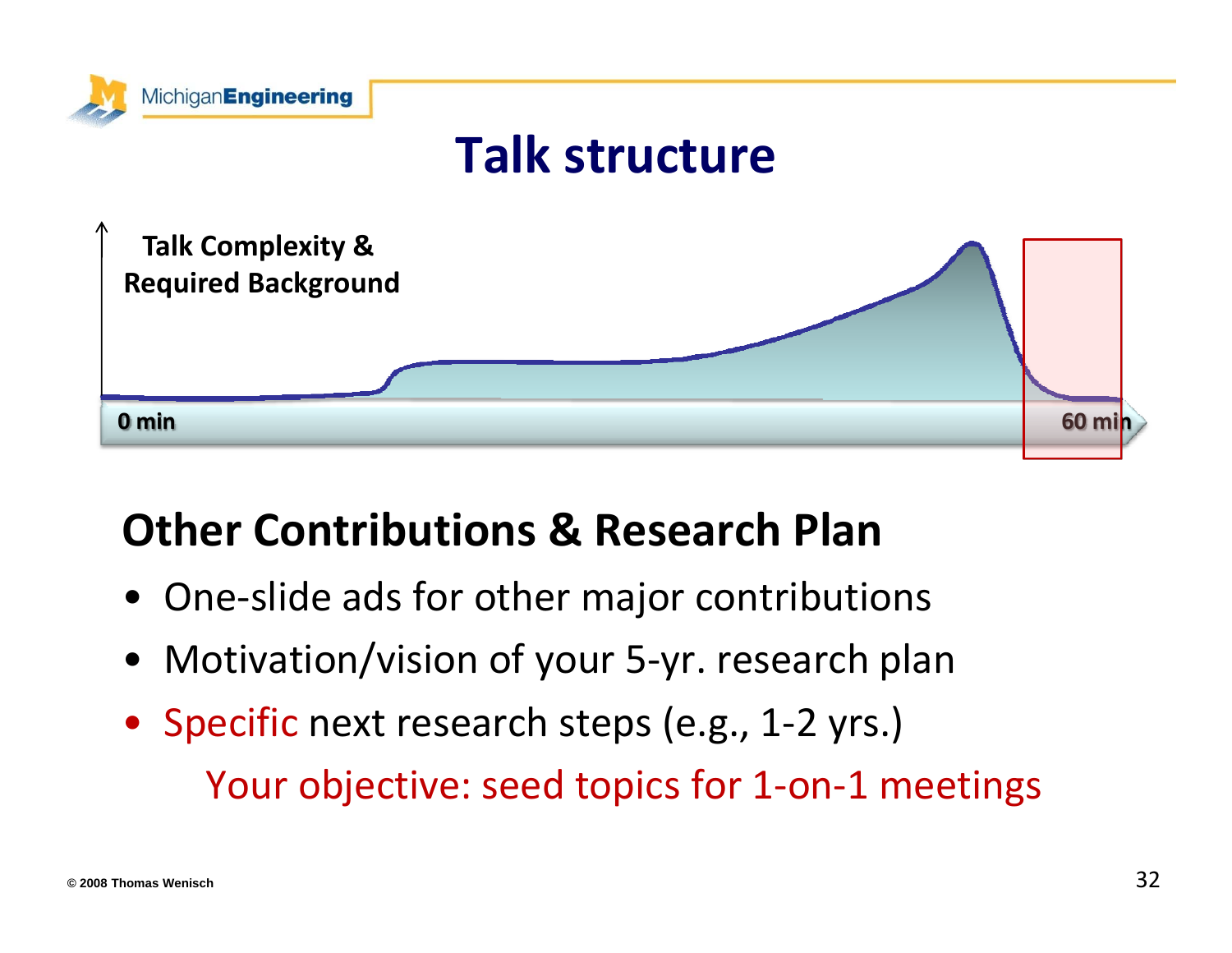# Talk structure

Talk Complexity & Required Background

0 min

60 min

## Other Contributions & Research Plan

- One-slide ads for other major contributions
- Motivation/vision of your 5-yr. research plan
- Specific next research steps (e.g., 1-2 yrs.)

Your objective: seed topics for 1-on-1 meetings

© 2008 Thomas Wenisch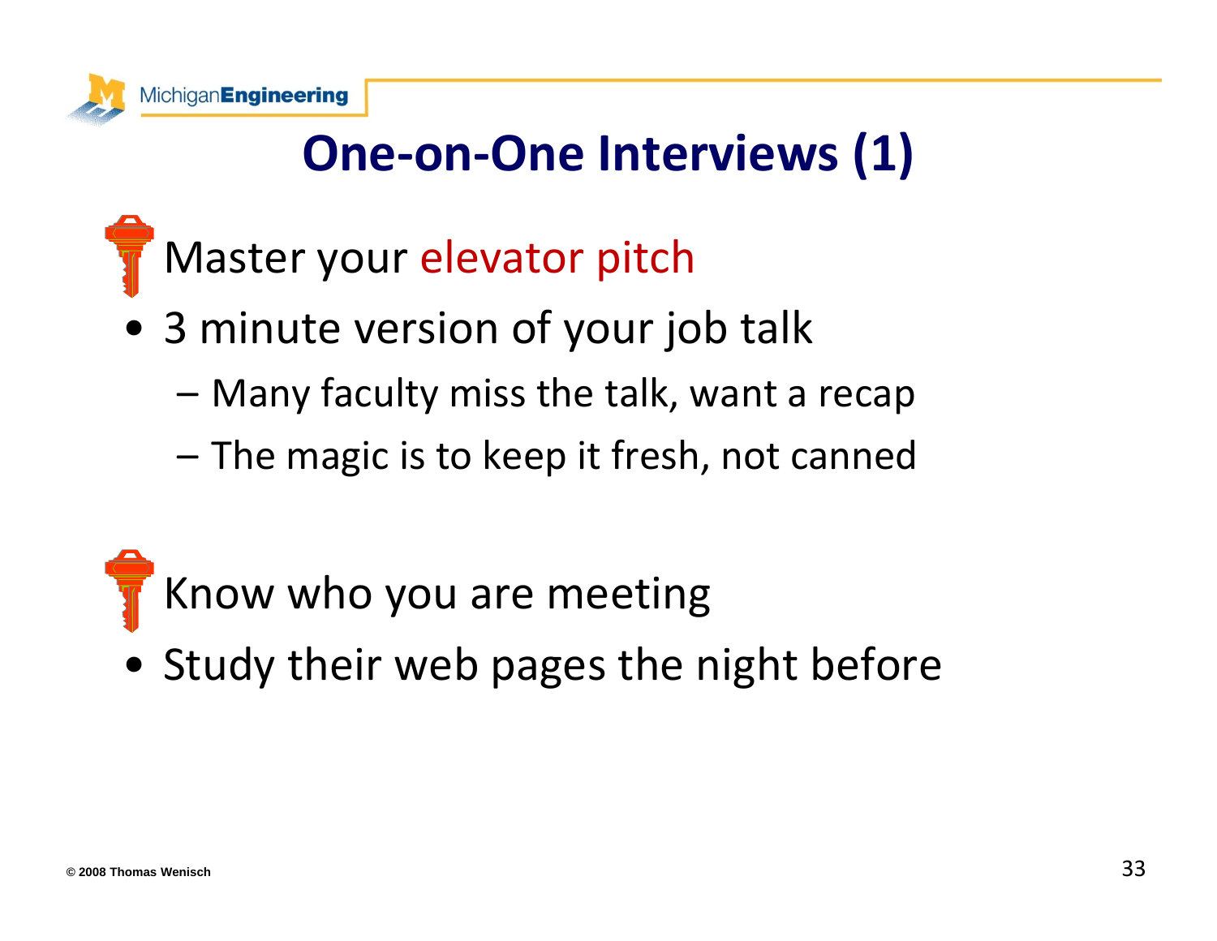# One-on-One Interviews (1)

- Master your elevator pitch
  - 3 minute version of your job talk
    - Many faculty miss the talk, want a recap
    - The magic is to keep it fresh, not canned

- Know who you are meeting
  - Study their web pages the night before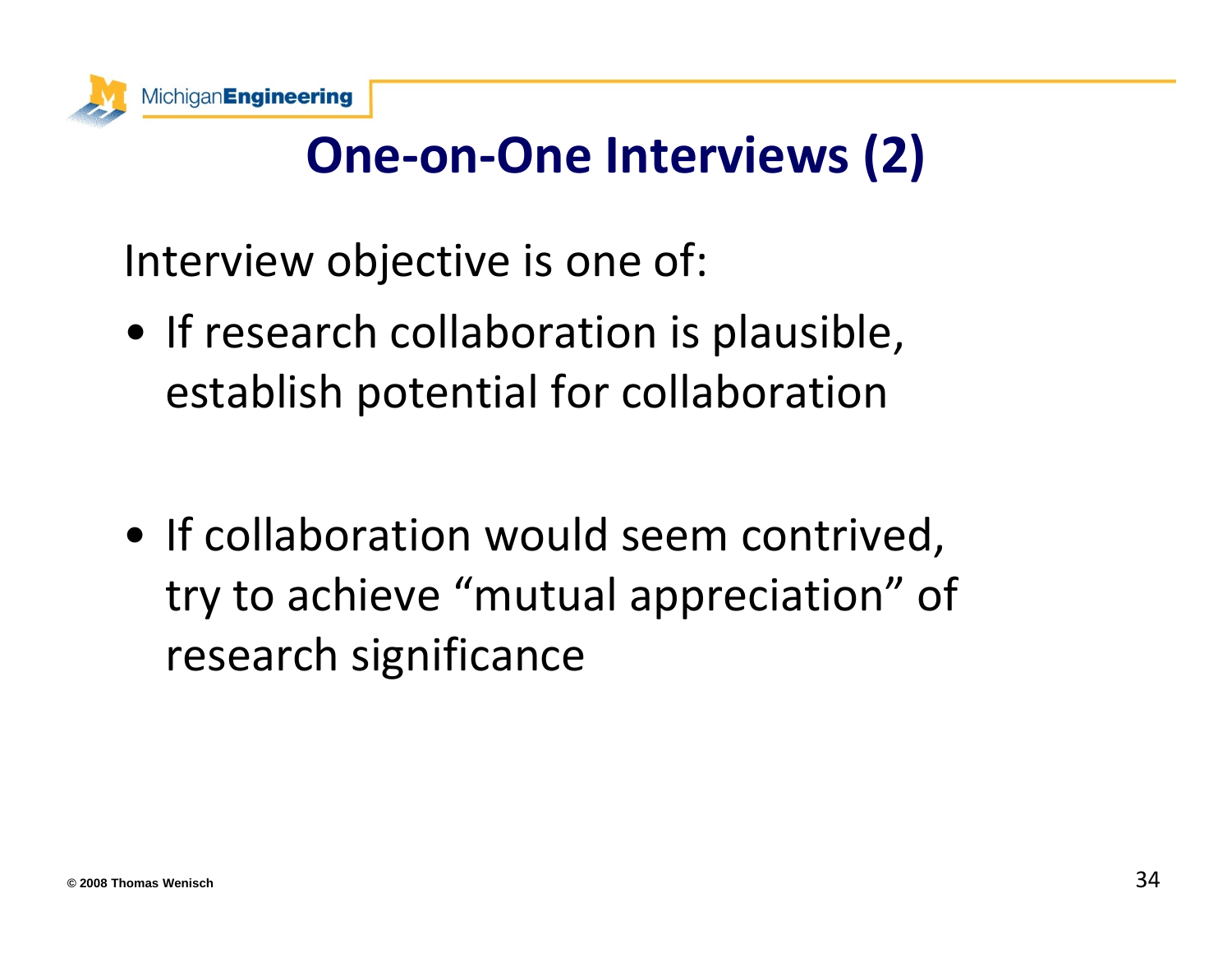# One-on-One Interviews (2)

Interview objective is one of:

- If research collaboration is plausible, establish potential for collaboration

- If collaboration would seem contrived, try to achieve “mutual appreciation” of research significance

© 2008 Thomas Wenisch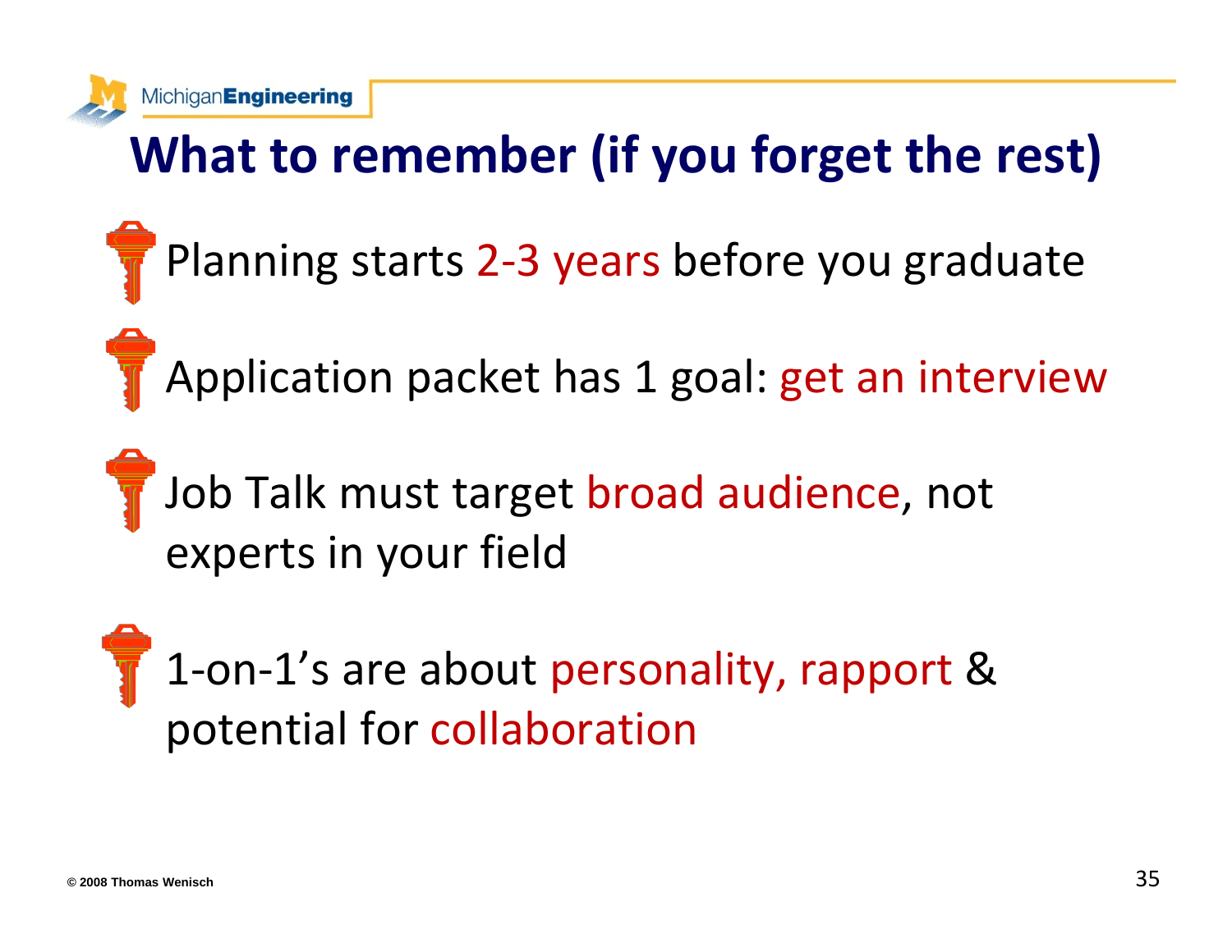# What to remember (if you forget the rest)

- Planning starts 2-3 years before you graduate
- Application packet has 1 goal: get an interview
- Job Talk must target broad audience, not experts in your field
- 1-on-1's are about personality, rapport & potential for collaboration

© 2008 Thomas Wenisch